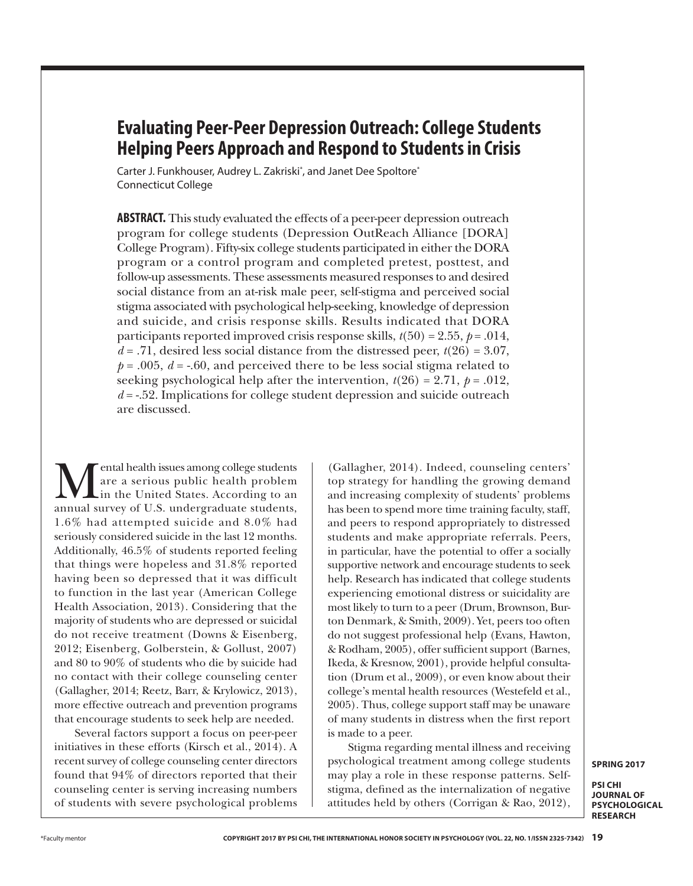# Evaluating Peer-Peer Depression Outreach: College Students Helping Peers Approach and Respond to Students in Crisis

Carter J. Funkhouser, Audrey L. Zakriski*, and Janet Dee Spoltore*
Connecticut College

**ABSTRACT.** This study evaluated the effects of a peer-peer depression outreach program for college students (Depression OutReach Alliance [DORA] College Program). Fifty-six college students participated in either the DORA program or a control program and completed pretest, posttest, and follow-up assessments. These assessments measured responses to and desired social distance from an at-risk male peer, self-stigma and perceived social stigma associated with psychological help-seeking, knowledge of depression and suicide, and crisis response skills. Results indicated that DORA participants reported improved crisis response skills, $t(50) = 2.55$, $p = .014$, $d = .71$, desired less social distance from the distressed peer, $t(26) = 3.07$, $p = .005$, $d = -.60$, and perceived there to be less social stigma related to seeking psychological help after the intervention, $t(26) = 2.71$, $p = .012$, $d = -.52$. Implications for college student depression and suicide outreach are discussed.

Mental health issues among college students are a serious public health problem in the United States. According to an annual survey of U.S. undergraduate students, 1.6% had attempted suicide and 8.0% had seriously considered suicide in the last 12 months. Additionally, 46.5% of students reported feeling that things were hopeless and 31.8% reported having been so depressed that it was difficult to function in the last year (American College Health Association, 2013). Considering that the majority of students who are depressed or suicidal do not receive treatment (Downs & Eisenberg, 2012; Eisenberg, Golberstein, & Gollust, 2007) and 80 to 90% of students who die by suicide had no contact with their college counseling center (Gallagher, 2014; Reetz, Barr, & Krylowicz, 2013), more effective outreach and prevention programs that encourage students to seek help are needed.

Several factors support a focus on peer-peer initiatives in these efforts (Kirsch et al., 2014). A recent survey of college counseling center directors found that 94% of directors reported that their counseling center is serving increasing numbers of students with severe psychological problems (Gallagher, 2014). Indeed, counseling centers' top strategy for handling the growing demand and increasing complexity of students' problems has been to spend more time training faculty, staff, and peers to respond appropriately to distressed students and make appropriate referrals. Peers, in particular, have the potential to offer a socially supportive network and encourage students to seek help. Research has indicated that college students experiencing emotional distress or suicidality are most likely to turn to a peer (Drum, Brownson, Burton Denmark, & Smith, 2009). Yet, peers too often do not suggest professional help (Evans, Hawton, & Rodham, 2005), offer sufficient support (Barnes, Ikeda, & Kresnow, 2001), provide helpful consultation (Drum et al., 2009), or even know about their college's mental health resources (Westefeld et al., 2005). Thus, college support staff may be unaware of many students in distress when the first report is made to a peer.

Stigma regarding mental illness and receiving psychological treatment among college students may play a role in these response patterns. Self-stigma, defined as the internalization of negative attitudes held by others (Corrigan & Rao, 2012),

*Faculty mentor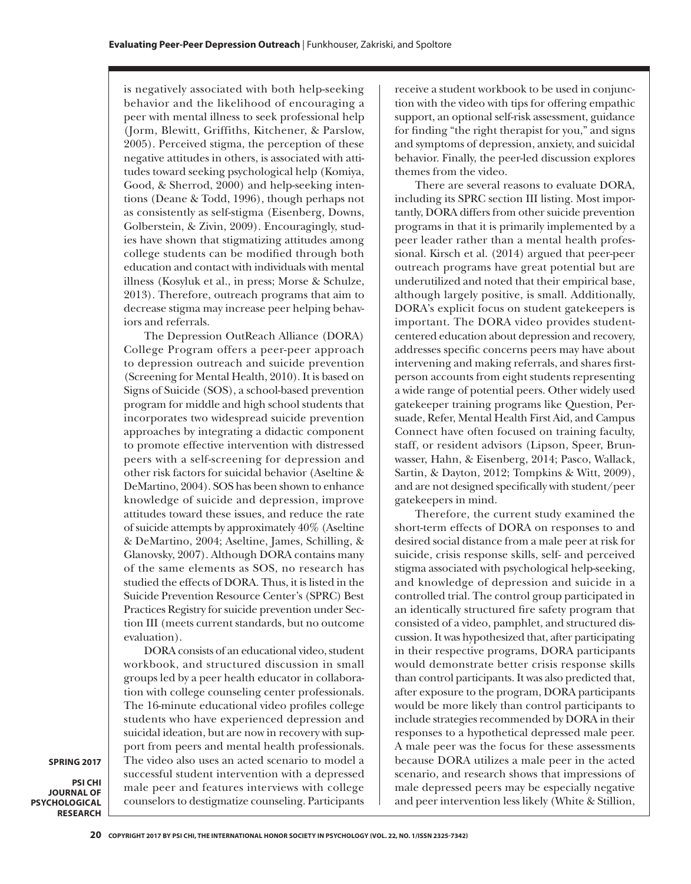is negatively associated with both help-seeking behavior and the likelihood of encouraging a peer with mental illness to seek professional help (Jorm, Blewitt, Griffiths, Kitchener, & Parslow, 2005). Perceived stigma, the perception of these negative attitudes in others, is associated with attitudes toward seeking psychological help (Komiya, Good, & Sherrod, 2000) and help-seeking intentions (Deane & Todd, 1996), though perhaps not as consistently as self-stigma (Eisenberg, Downs, Golberstein, & Zivin, 2009). Encouragingly, studies have shown that stigmatizing attitudes among college students can be modified through both education and contact with individuals with mental illness (Kosyluk et al., in press; Morse & Schulze, 2013). Therefore, outreach programs that aim to decrease stigma may increase peer helping behaviors and referrals.

The Depression OutReach Alliance (DORA) College Program offers a peer-peer approach to depression outreach and suicide prevention (Screening for Mental Health, 2010). It is based on Signs of Suicide (SOS), a school-based prevention program for middle and high school students that incorporates two widespread suicide prevention approaches by integrating a didactic component to promote effective intervention with distressed peers with a self-screening for depression and other risk factors for suicidal behavior (Aseltine & DeMartino, 2004). SOS has been shown to enhance knowledge of suicide and depression, improve attitudes toward these issues, and reduce the rate of suicide attempts by approximately 40% (Aseltine & DeMartino, 2004; Aseltine, James, Schilling, & Glanovsky, 2007). Although DORA contains many of the same elements as SOS, no research has studied the effects of DORA. Thus, it is listed in the Suicide Prevention Resource Center's (SPRC) Best Practices Registry for suicide prevention under Section III (meets current standards, but no outcome evaluation).

DORA consists of an educational video, student workbook, and structured discussion in small groups led by a peer health educator in collaboration with college counseling center professionals. The 16-minute educational video profiles college students who have experienced depression and suicidal ideation, but are now in recovery with support from peers and mental health professionals. The video also uses an acted scenario to model a successful student intervention with a depressed male peer and features interviews with college counselors to destigmatize counseling. Participants receive a student workbook to be used in conjunction with the video with tips for offering empathic support, an optional self-risk assessment, guidance for finding "the right therapist for you," and signs and symptoms of depression, anxiety, and suicidal behavior. Finally, the peer-led discussion explores themes from the video.

There are several reasons to evaluate DORA, including its SPRC section III listing. Most importantly, DORA differs from other suicide prevention programs in that it is primarily implemented by a peer leader rather than a mental health professional. Kirsch et al. (2014) argued that peer-peer outreach programs have great potential but are underutilized and noted that their empirical base, although largely positive, is small. Additionally, DORA's explicit focus on student gatekeepers is important. The DORA video provides student-centered education about depression and recovery, addresses specific concerns peers may have about intervening and making referrals, and shares first-person accounts from eight students representing a wide range of potential peers. Other widely used gatekeeper training programs like Question, Persuade, Refer, Mental Health First Aid, and Campus Connect have often focused on training faculty, staff, or resident advisors (Lipson, Speer, Brunwasser, Hahn, & Eisenberg, 2014; Pasco, Wallack, Sartin, & Dayton, 2012; Tompkins & Witt, 2009), and are not designed specifically with student/peer gatekeepers in mind.

Therefore, the current study examined the short-term effects of DORA on responses to and desired social distance from a male peer at risk for suicide, crisis response skills, self- and perceived stigma associated with psychological help-seeking, and knowledge of depression and suicide in a controlled trial. The control group participated in an identically structured fire safety program that consisted of a video, pamphlet, and structured discussion. It was hypothesized that, after participating in their respective programs, DORA participants would demonstrate better crisis response skills than control participants. It was also predicted that, after exposure to the program, DORA participants would be more likely than control participants to include strategies recommended by DORA in their responses to a hypothetical depressed male peer. A male peer was the focus for these assessments because DORA utilizes a male peer in the acted scenario, and research shows that impressions of male depressed peers may be especially negative and peer intervention less likely (White & Stillion,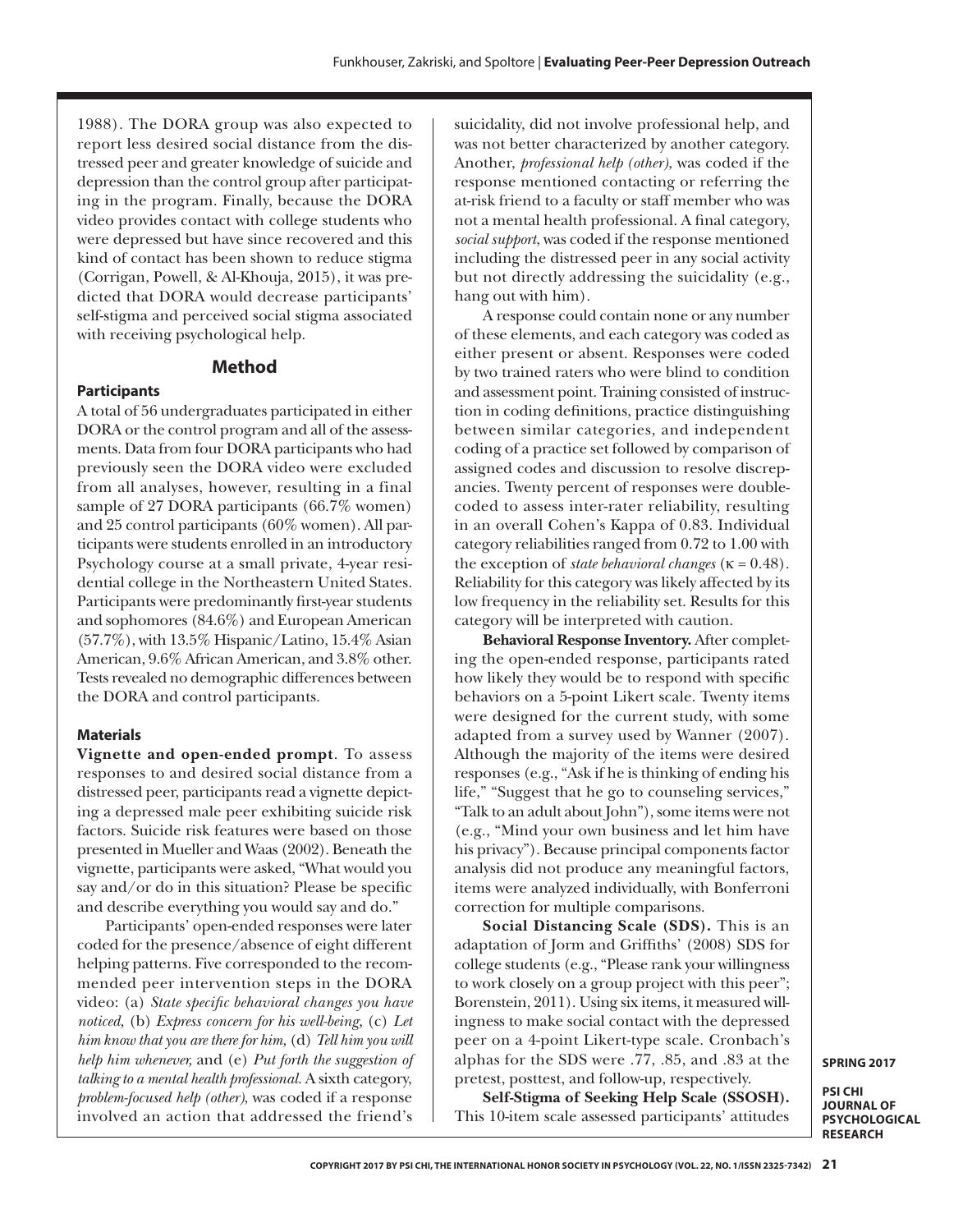1988). The DORA group was also expected to report less desired social distance from the distressed peer and greater knowledge of suicide and depression than the control group after participating in the program. Finally, because the DORA video provides contact with college students who were depressed but have since recovered and this kind of contact has been shown to reduce stigma (Corrigan, Powell, & Al-Khouja, 2015), it was predicted that DORA would decrease participants' self-stigma and perceived social stigma associated with receiving psychological help.

## Method

### Participants

A total of 56 undergraduates participated in either DORA or the control program and all of the assessments. Data from four DORA participants who had previously seen the DORA video were excluded from all analyses, however, resulting in a final sample of 27 DORA participants (66.7% women) and 25 control participants (60% women). All participants were students enrolled in an introductory Psychology course at a small private, 4-year residential college in the Northeastern United States. Participants were predominantly first-year students and sophomores (84.6%) and European American (57.7%), with 13.5% Hispanic/Latino, 15.4% Asian American, 9.6% African American, and 3.8% other. Tests revealed no demographic differences between the DORA and control participants.

### Materials

**Vignette and open-ended prompt**. To assess responses to and desired social distance from a distressed peer, participants read a vignette depicting a depressed male peer exhibiting suicide risk factors. Suicide risk features were based on those presented in Mueller and Waas (2002). Beneath the vignette, participants were asked, "What would you say and/or do in this situation? Please be specific and describe everything you would say and do."

Participants' open-ended responses were later coded for the presence/absence of eight different helping patterns. Five corresponded to the recommended peer intervention steps in the DORA video: (a) *State specific behavioral changes you have noticed,* (b) *Express concern for his well-being,* (c) *Let him know that you are there for him,* (d) *Tell him you will help him whenever,* and (e) *Put forth the suggestion of talking to a mental health professional.* A sixth category, *problem-focused help (other)*, was coded if a response involved an action that addressed the friend's suicidality, did not involve professional help, and was not better characterized by another category. Another, *professional help (other)*, was coded if the response mentioned contacting or referring the at-risk friend to a faculty or staff member who was not a mental health professional. A final category, *social support*, was coded if the response mentioned including the distressed peer in any social activity but not directly addressing the suicidality (e.g., hang out with him).

A response could contain none or any number of these elements, and each category was coded as either present or absent. Responses were coded by two trained raters who were blind to condition and assessment point. Training consisted of instruction in coding definitions, practice distinguishing between similar categories, and independent coding of a practice set followed by comparison of assigned codes and discussion to resolve discrepancies. Twenty percent of responses were double-coded to assess inter-rater reliability, resulting in an overall Cohen's Kappa of 0.83. Individual category reliabilities ranged from 0.72 to 1.00 with the exception of *state behavioral changes* ($\kappa = 0.48$). Reliability for this category was likely affected by its low frequency in the reliability set. Results for this category will be interpreted with caution.

**Behavioral Response Inventory.** After completing the open-ended response, participants rated how likely they would be to respond with specific behaviors on a 5-point Likert scale. Twenty items were designed for the current study, with some adapted from a survey used by Wanner (2007). Although the majority of the items were desired responses (e.g., "Ask if he is thinking of ending his life," "Suggest that he go to counseling services," "Talk to an adult about John"), some items were not (e.g., "Mind your own business and let him have his privacy"). Because principal components factor analysis did not produce any meaningful factors, items were analyzed individually, with Bonferroni correction for multiple comparisons.

**Social Distancing Scale (SDS).** This is an adaptation of Jorm and Griffiths' (2008) SDS for college students (e.g., "Please rank your willingness to work closely on a group project with this peer"; Borenstein, 2011). Using six items, it measured willingness to make social contact with the depressed peer on a 4-point Likert-type scale. Cronbach's alphas for the SDS were .77, .85, and .83 at the pretest, posttest, and follow-up, respectively.

**Self-Stigma of Seeking Help Scale (SSOSH).** This 10-item scale assessed participants' attitudes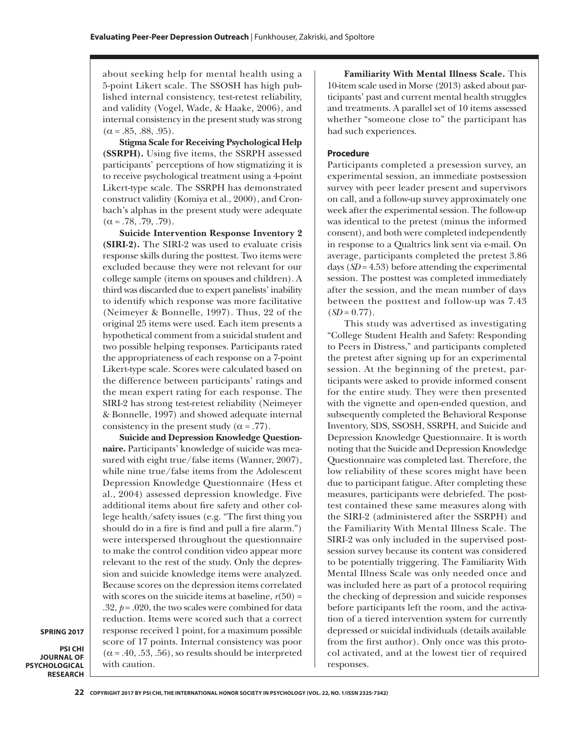about seeking help for mental health using a 5-point Likert scale. The SSOSH has high published internal consistency, test-retest reliability, and validity (Vogel, Wade, & Haake, 2006), and internal consistency in the present study was strong ($\alpha$ = .85, .88, .95).

**Stigma Scale for Receiving Psychological Help (SSRPH).** Using five items, the SSRPH assessed participants' perceptions of how stigmatizing it is to receive psychological treatment using a 4-point Likert-type scale. The SSRPH has demonstrated construct validity (Komiya et al., 2000), and Cronbach's alphas in the present study were adequate ($\alpha$ = .78, .79, .79).

**Suicide Intervention Response Inventory 2 (SIRI-2).** The SIRI-2 was used to evaluate crisis response skills during the posttest. Two items were excluded because they were not relevant for our college sample (items on spouses and children). A third was discarded due to expert panelists' inability to identify which response was more facilitative (Neimeyer & Bonnelle, 1997). Thus, 22 of the original 25 items were used. Each item presents a hypothetical comment from a suicidal student and two possible helping responses. Participants rated the appropriateness of each response on a 7-point Likert-type scale. Scores were calculated based on the difference between participants' ratings and the mean expert rating for each response. The SIRI-2 has strong test-retest reliability (Neimeyer & Bonnelle, 1997) and showed adequate internal consistency in the present study ($\alpha$ = .77).

**Suicide and Depression Knowledge Questionnaire.** Participants' knowledge of suicide was measured with eight true/false items (Wanner, 2007), while nine true/false items from the Adolescent Depression Knowledge Questionnaire (Hess et al., 2004) assessed depression knowledge. Five additional items about fire safety and other college health/safety issues (e.g. "The first thing you should do in a fire is find and pull a fire alarm.") were interspersed throughout the questionnaire to make the control condition video appear more relevant to the rest of the study. Only the depression and suicide knowledge items were analyzed. Because scores on the depression items correlated with scores on the suicide items at baseline, $r(50)$ = .32, $p$ = .020, the two scales were combined for data reduction. Items were scored such that a correct response received 1 point, for a maximum possible score of 17 points. Internal consistency was poor ($\alpha$ = .40, .53, .56), so results should be interpreted with caution.

**Familiarity With Mental Illness Scale.** This 10-item scale used in Morse (2013) asked about participants' past and current mental health struggles and treatments. A parallel set of 10 items assessed whether "someone close to" the participant has had such experiences.

### Procedure

Participants completed a presession survey, an experimental session, an immediate postsession survey with peer leader present and supervisors on call, and a follow-up survey approximately one week after the experimental session. The follow-up was identical to the pretest (minus the informed consent), and both were completed independently in response to a Qualtrics link sent via e-mail. On average, participants completed the pretest 3.86 days ($SD$ = 4.53) before attending the experimental session. The posttest was completed immediately after the session, and the mean number of days between the posttest and follow-up was 7.43 ($SD$ = 0.77).

This study was advertised as investigating "College Student Health and Safety: Responding to Peers in Distress," and participants completed the pretest after signing up for an experimental session. At the beginning of the pretest, participants were asked to provide informed consent for the entire study. They were then presented with the vignette and open-ended question, and subsequently completed the Behavioral Response Inventory, SDS, SSOSH, SSRPH, and Suicide and Depression Knowledge Questionnaire. It is worth noting that the Suicide and Depression Knowledge Questionnaire was completed last. Therefore, the low reliability of these scores might have been due to participant fatigue. After completing these measures, participants were debriefed. The posttest contained these same measures along with the SIRI-2 (administered after the SSRPH) and the Familiarity With Mental Illness Scale. The SIRI-2 was only included in the supervised postsession survey because its content was considered to be potentially triggering. The Familiarity With Mental Illness Scale was only needed once and was included here as part of a protocol requiring the checking of depression and suicide responses before participants left the room, and the activation of a tiered intervention system for currently depressed or suicidal individuals (details available from the first author). Only once was this protocol activated, and at the lowest tier of required responses.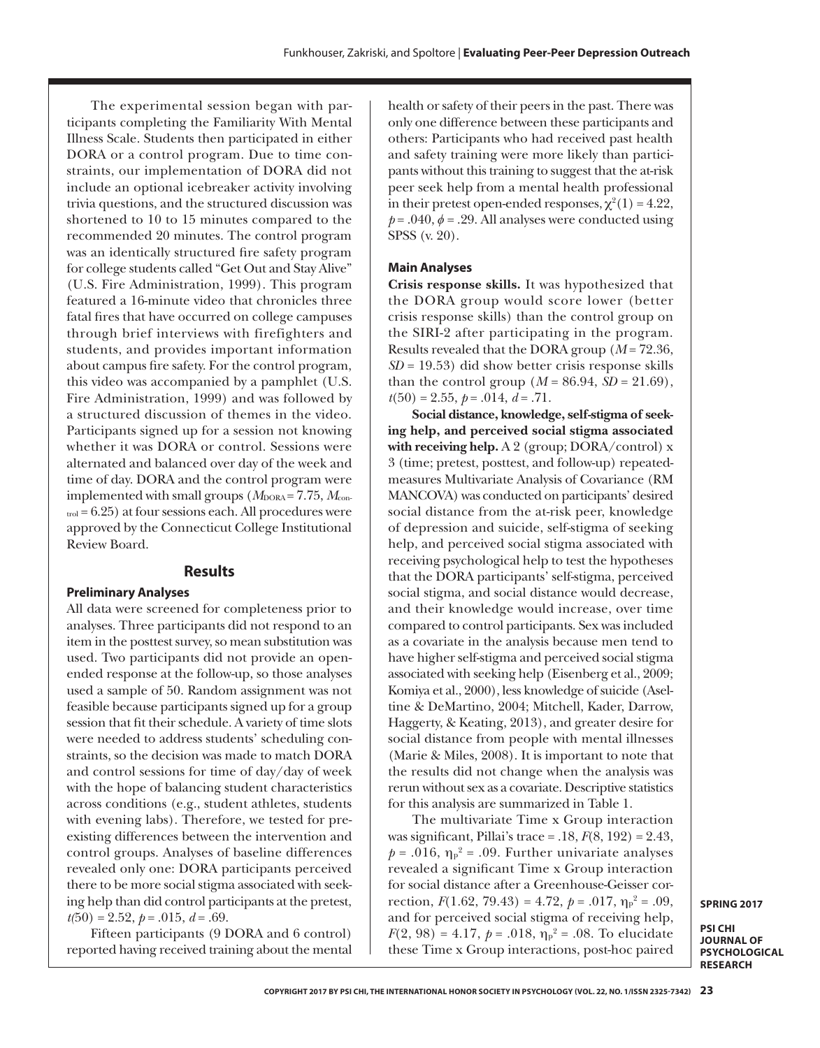The experimental session began with participants completing the Familiarity With Mental Illness Scale. Students then participated in either DORA or a control program. Due to time constraints, our implementation of DORA did not include an optional icebreaker activity involving trivia questions, and the structured discussion was shortened to 10 to 15 minutes compared to the recommended 20 minutes. The control program was an identically structured fire safety program for college students called "Get Out and Stay Alive" (U.S. Fire Administration, 1999). This program featured a 16-minute video that chronicles three fatal fires that have occurred on college campuses through brief interviews with firefighters and students, and provides important information about campus fire safety. For the control program, this video was accompanied by a pamphlet (U.S. Fire Administration, 1999) and was followed by a structured discussion of themes in the video. Participants signed up for a session not knowing whether it was DORA or control. Sessions were alternated and balanced over day of the week and time of day. DORA and the control program were implemented with small groups ($M_{DORA}$ = 7.75, $M_{control}$ = 6.25) at four sessions each. All procedures were approved by the Connecticut College Institutional Review Board.

## Results

### Preliminary Analyses

All data were screened for completeness prior to analyses. Three participants did not respond to an item in the posttest survey, so mean substitution was used. Two participants did not provide an open-ended response at the follow-up, so those analyses used a sample of 50. Random assignment was not feasible because participants signed up for a group session that fit their schedule. A variety of time slots were needed to address students' scheduling constraints, so the decision was made to match DORA and control sessions for time of day/day of week with the hope of balancing student characteristics across conditions (e.g., student athletes, students with evening labs). Therefore, we tested for preexisting differences between the intervention and control groups. Analyses of baseline differences revealed only one: DORA participants perceived there to be more social stigma associated with seeking help than did control participants at the pretest, $t(50) = 2.52$, $p = .015$, $d = .69$.

Fifteen participants (9 DORA and 6 control) reported having received training about the mental health or safety of their peers in the past. There was only one difference between these participants and others: Participants who had received past health and safety training were more likely than participants without this training to suggest that the at-risk peer seek help from a mental health professional in their pretest open-ended responses, $\chi^2(1) = 4.22$, $p = .040$, $\phi = .29$. All analyses were conducted using SPSS (v. 20).

### Main Analyses

**Crisis response skills.** It was hypothesized that the DORA group would score lower (better crisis response skills) than the control group on the SIRI-2 after participating in the program. Results revealed that the DORA group ($M = 72.36$, $SD = 19.53$) did show better crisis response skills than the control group ($M = 86.94$, $SD = 21.69$), $t(50) = 2.55$, $p = .014$, $d = .71$.

**Social distance, knowledge, self-stigma of seeking help, and perceived social stigma associated with receiving help.** A 2 (group; DORA/control) x 3 (time; pretest, posttest, and follow-up) repeated-measures Multivariate Analysis of Covariance (RM MANCOVA) was conducted on participants' desired social distance from the at-risk peer, knowledge of depression and suicide, self-stigma of seeking help, and perceived social stigma associated with receiving psychological help to test the hypotheses that the DORA participants' self-stigma, perceived social stigma, and social distance would decrease, and their knowledge would increase, over time compared to control participants. Sex was included as a covariate in the analysis because men tend to have higher self-stigma and perceived social stigma associated with seeking help (Eisenberg et al., 2009; Komiya et al., 2000), less knowledge of suicide (Aseltine & DeMartino, 2004; Mitchell, Kader, Darrow, Haggerty, & Keating, 2013), and greater desire for social distance from people with mental illnesses (Marie & Miles, 2008). It is important to note that the results did not change when the analysis was rerun without sex as a covariate. Descriptive statistics for this analysis are summarized in Table 1.

The multivariate Time x Group interaction was significant, Pillai's trace = .18, $F(8, 192) = 2.43$, $p = .016$, $\eta_p^2 = .09$. Further univariate analyses revealed a significant Time x Group interaction for social distance after a Greenhouse-Geisser correction, $F(1.62, 79.43) = 4.72$, $p = .017$, $\eta_p^2 = .09$, and for perceived social stigma of receiving help, $F(2, 98) = 4.17$, $p = .018$, $\eta_p^2 = .08$. To elucidate these Time x Group interactions, post-hoc paired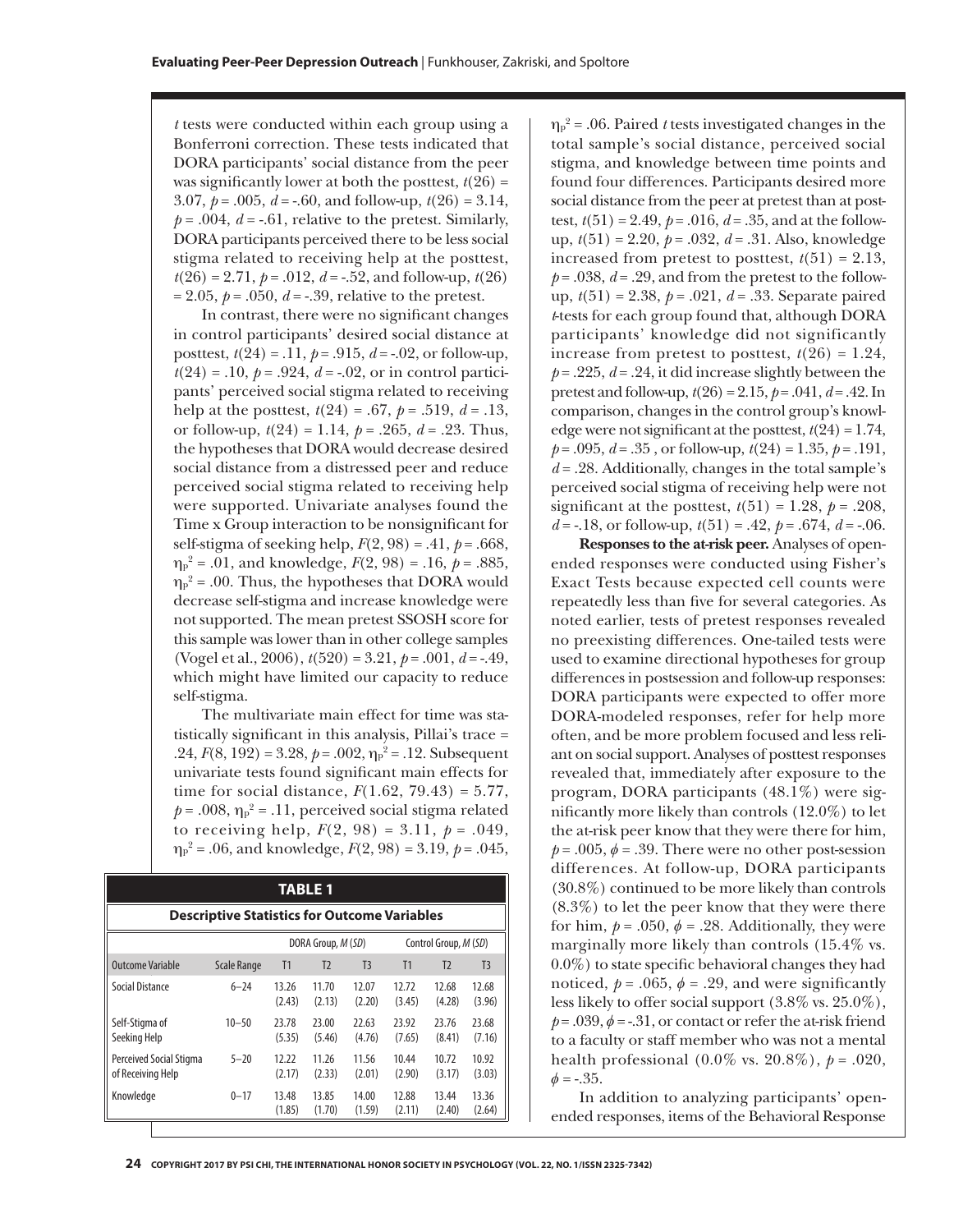*t* tests were conducted within each group using a Bonferroni correction. These tests indicated that DORA participants' social distance from the peer was significantly lower at both the posttest, $t(26) = 3.07$, $p = .005$, $d = -.60$, and follow-up, $t(26) = 3.14$, $p = .004$, $d = -.61$, relative to the pretest. Similarly, DORA participants perceived there to be less social stigma related to receiving help at the posttest, $t(26) = 2.71$, $p = .012$, $d = -.52$, and follow-up, $t(26) = 2.05$, $p = .050$, $d = -.39$, relative to the pretest.

In contrast, there were no significant changes in control participants' desired social distance at posttest, $t(24) = .11$, $p = .915$, $d = -.02$, or follow-up, $t(24) = .10$, $p = .924$, $d = -.02$, or in control participants' perceived social stigma related to receiving help at the posttest, $t(24) = .67$, $p = .519$, $d = .13$, or follow-up, $t(24) = 1.14$, $p = .265$, $d = .23$. Thus, the hypotheses that DORA would decrease desired social distance from a distressed peer and reduce perceived social stigma related to receiving help were supported. Univariate analyses found the Time x Group interaction to be nonsignificant for self-stigma of seeking help, $F(2, 98) = .41$, $p = .668$, $\eta_p^2 = .01$, and knowledge, $F(2, 98) = .16$, $p = .885$, $\eta_p^2 = .00$. Thus, the hypotheses that DORA would decrease self-stigma and increase knowledge were not supported. The mean pretest SSOSH score for this sample was lower than in other college samples (Vogel et al., 2006), $t(520) = 3.21$, $p = .001$, $d = -.49$, which might have limited our capacity to reduce self-stigma.

The multivariate main effect for time was statistically significant in this analysis, Pillai's trace = .24, $F(8, 192) = 3.28$, $p = .002$, $\eta_p^2 = .12$. Subsequent univariate tests found significant main effects for time for social distance, $F(1.62, 79.43) = 5.77$, $p = .008$, $\eta_p^2 = .11$, perceived social stigma related to receiving help, $F(2, 98) = 3.11$, $p = .049$, $\eta_p^2 = .06$, and knowledge, $F(2, 98) = 3.19$, $p = .045$, $\eta_p^2 = .06$. Paired *t* tests investigated changes in the total sample's social distance, perceived social stigma, and knowledge between time points and found four differences. Participants desired more social distance from the peer at pretest than at posttest, $t(51) = 2.49$, $p = .016$, $d = .35$, and at the follow-up, $t(51) = 2.20$, $p = .032$, $d = .31$. Also, knowledge increased from pretest to posttest, $t(51) = 2.13$, $p = .038$, $d = .29$, and from the pretest to the follow-up, $t(51) = 2.38$, $p = .021$, $d = .33$. Separate paired *t*-tests for each group found that, although DORA participants' knowledge did not significantly increase from pretest to posttest, $t(26) = 1.24$, $p = .225$, $d = .24$, it did increase slightly between the pretest and follow-up, $t(26) = 2.15$, $p = .041$, $d = .42$. In comparison, changes in the control group's knowledge were not significant at the posttest, $t(24) = 1.74$, $p = .095$, $d = .35$, or follow-up, $t(24) = 1.35$, $p = .191$, $d = .28$. Additionally, changes in the total sample's perceived social stigma of receiving help were not significant at the posttest, $t(51) = 1.28$, $p = .208$, $d = -.18$, or follow-up, $t(51) = .42$, $p = .674$, $d = -.06$.

**Responses to the at-risk peer.** Analyses of open-ended responses were conducted using Fisher's Exact Tests because expected cell counts were repeatedly less than five for several categories. As noted earlier, tests of pretest responses revealed no preexisting differences. One-tailed tests were used to examine directional hypotheses for group differences in postsession and follow-up responses: DORA participants were expected to offer more DORA-modeled responses, refer for help more often, and be more problem focused and less reliant on social support. Analyses of posttest responses revealed that, immediately after exposure to the program, DORA participants (48.1%) were significantly more likely than controls (12.0%) to let the at-risk peer know that they were there for him, $p = .005$, $\phi = .39$. There were no other post-session differences. At follow-up, DORA participants (30.8%) continued to be more likely than controls (8.3%) to let the peer know that they were there for him, $p = .050$, $\phi = .28$. Additionally, they were marginally more likely than controls (15.4% vs. 0.0%) to state specific behavioral changes they had noticed, $p = .065$, $\phi = .29$, and were significantly less likely to offer social support (3.8% vs. 25.0%), $p = .039$, $\phi = -.31$, or contact or refer the at-risk friend to a faculty or staff member who was not a mental health professional (0.0% vs. 20.8%), $p = .020$, $\phi = -.35$.

In addition to analyzing participants' open-ended responses, items of the Behavioral Response

**TABLE 1**

**Descriptive Statistics for Outcome Variables**

| | | DORA Group, *M* (*SD*) | | | Control Group, *M* (*SD*) | | |
|---|---|---|---|---|---|---|---|
| Outcome Variable | Scale Range | T1 | T2 | T3 | T1 | T2 | T3 |
| Social Distance | 6–24 | 13.26 (2.43) | 11.70 (2.13) | 12.07 (2.20) | 12.72 (3.45) | 12.68 (4.28) | 12.68 (3.96) |
| Self-Stigma of Seeking Help | 10–50 | 23.78 (5.35) | 23.00 (5.46) | 22.63 (4.76) | 23.92 (7.65) | 23.76 (8.41) | 23.68 (7.16) |
| Perceived Social Stigma of Receiving Help | 5–20 | 12.22 (2.17) | 11.26 (2.33) | 11.56 (2.01) | 10.44 (2.90) | 10.72 (3.17) | 10.92 (3.03) |
| Knowledge | 0–17 | 13.48 (1.85) | 13.85 (1.70) | 14.00 (1.59) | 12.88 (2.11) | 13.44 (2.40) | 13.36 (2.64) |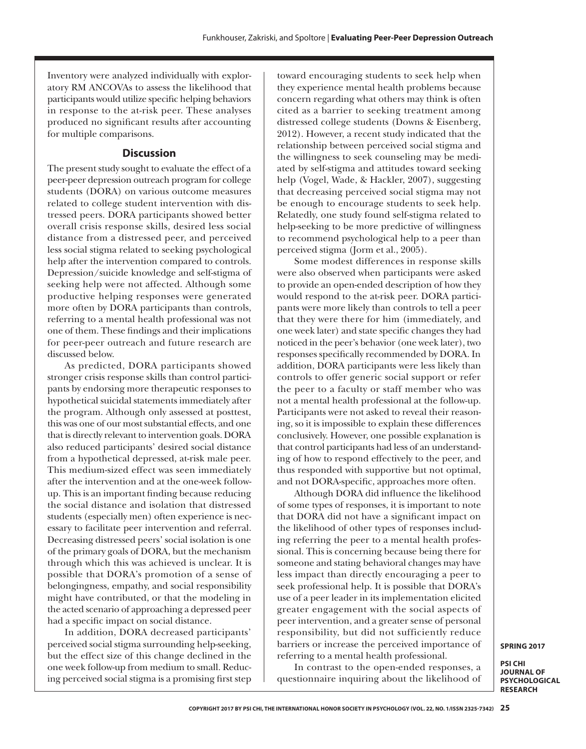Inventory were analyzed individually with exploratory RM ANCOVAs to assess the likelihood that participants would utilize specific helping behaviors in response to the at-risk peer. These analyses produced no significant results after accounting for multiple comparisons.

## Discussion

The present study sought to evaluate the effect of a peer-peer depression outreach program for college students (DORA) on various outcome measures related to college student intervention with distressed peers. DORA participants showed better overall crisis response skills, desired less social distance from a distressed peer, and perceived less social stigma related to seeking psychological help after the intervention compared to controls. Depression/suicide knowledge and self-stigma of seeking help were not affected. Although some productive helping responses were generated more often by DORA participants than controls, referring to a mental health professional was not one of them. These findings and their implications for peer-peer outreach and future research are discussed below.

As predicted, DORA participants showed stronger crisis response skills than control participants by endorsing more therapeutic responses to hypothetical suicidal statements immediately after the program. Although only assessed at posttest, this was one of our most substantial effects, and one that is directly relevant to intervention goals. DORA also reduced participants' desired social distance from a hypothetical depressed, at-risk male peer. This medium-sized effect was seen immediately after the intervention and at the one-week follow-up. This is an important finding because reducing the social distance and isolation that distressed students (especially men) often experience is necessary to facilitate peer intervention and referral. Decreasing distressed peers' social isolation is one of the primary goals of DORA, but the mechanism through which this was achieved is unclear. It is possible that DORA's promotion of a sense of belongingness, empathy, and social responsibility might have contributed, or that the modeling in the acted scenario of approaching a depressed peer had a specific impact on social distance.

In addition, DORA decreased participants' perceived social stigma surrounding help-seeking, but the effect size of this change declined in the one week follow-up from medium to small. Reducing perceived social stigma is a promising first step toward encouraging students to seek help when they experience mental health problems because concern regarding what others may think is often cited as a barrier to seeking treatment among distressed college students (Downs & Eisenberg, 2012). However, a recent study indicated that the relationship between perceived social stigma and the willingness to seek counseling may be mediated by self-stigma and attitudes toward seeking help (Vogel, Wade, & Hackler, 2007), suggesting that decreasing perceived social stigma may not be enough to encourage students to seek help. Relatedly, one study found self-stigma related to help-seeking to be more predictive of willingness to recommend psychological help to a peer than perceived stigma (Jorm et al., 2005).

Some modest differences in response skills were also observed when participants were asked to provide an open-ended description of how they would respond to the at-risk peer. DORA participants were more likely than controls to tell a peer that they were there for him (immediately, and one week later) and state specific changes they had noticed in the peer's behavior (one week later), two responses specifically recommended by DORA. In addition, DORA participants were less likely than controls to offer generic social support or refer the peer to a faculty or staff member who was not a mental health professional at the follow-up. Participants were not asked to reveal their reasoning, so it is impossible to explain these differences conclusively. However, one possible explanation is that control participants had less of an understanding of how to respond effectively to the peer, and thus responded with supportive but not optimal, and not DORA-specific, approaches more often.

Although DORA did influence the likelihood of some types of responses, it is important to note that DORA did not have a significant impact on the likelihood of other types of responses including referring the peer to a mental health professional. This is concerning because being there for someone and stating behavioral changes may have less impact than directly encouraging a peer to seek professional help. It is possible that DORA's use of a peer leader in its implementation elicited greater engagement with the social aspects of peer intervention, and a greater sense of personal responsibility, but did not sufficiently reduce barriers or increase the perceived importance of referring to a mental health professional.

In contrast to the open-ended responses, a questionnaire inquiring about the likelihood of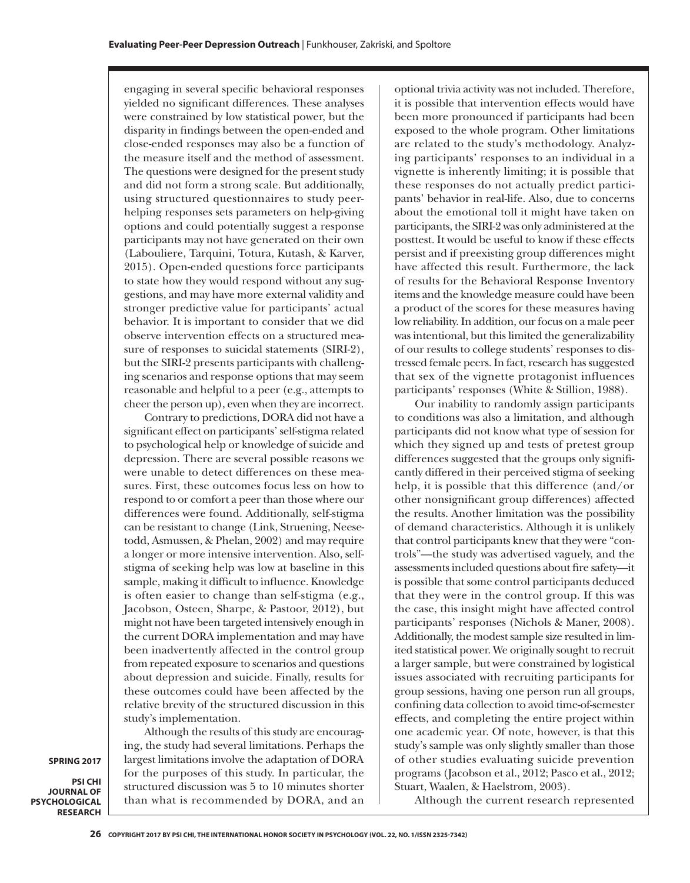engaging in several specific behavioral responses yielded no significant differences. These analyses were constrained by low statistical power, but the disparity in findings between the open-ended and close-ended responses may also be a function of the measure itself and the method of assessment. The questions were designed for the present study and did not form a strong scale. But additionally, using structured questionnaires to study peer-helping responses sets parameters on help-giving options and could potentially suggest a response participants may not have generated on their own (Labouliere, Tarquini, Totura, Kutash, & Karver, 2015). Open-ended questions force participants to state how they would respond without any suggestions, and may have more external validity and stronger predictive value for participants' actual behavior. It is important to consider that we did observe intervention effects on a structured measure of responses to suicidal statements (SIRI-2), but the SIRI-2 presents participants with challenging scenarios and response options that may seem reasonable and helpful to a peer (e.g., attempts to cheer the person up), even when they are incorrect.

Contrary to predictions, DORA did not have a significant effect on participants' self-stigma related to psychological help or knowledge of suicide and depression. There are several possible reasons we were unable to detect differences on these measures. First, these outcomes focus less on how to respond to or comfort a peer than those where our differences were found. Additionally, self-stigma can be resistant to change (Link, Struening, Neese-todd, Asmussen, & Phelan, 2002) and may require a longer or more intensive intervention. Also, self-stigma of seeking help was low at baseline in this sample, making it difficult to influence. Knowledge is often easier to change than self-stigma (e.g., Jacobson, Osteen, Sharpe, & Pastoor, 2012), but might not have been targeted intensively enough in the current DORA implementation and may have been inadvertently affected in the control group from repeated exposure to scenarios and questions about depression and suicide. Finally, results for these outcomes could have been affected by the relative brevity of the structured discussion in this study's implementation.

Although the results of this study are encouraging, the study had several limitations. Perhaps the largest limitations involve the adaptation of DORA for the purposes of this study. In particular, the structured discussion was 5 to 10 minutes shorter than what is recommended by DORA, and an optional trivia activity was not included. Therefore, it is possible that intervention effects would have been more pronounced if participants had been exposed to the whole program. Other limitations are related to the study's methodology. Analyzing participants' responses to an individual in a vignette is inherently limiting; it is possible that these responses do not actually predict participants' behavior in real-life. Also, due to concerns about the emotional toll it might have taken on participants, the SIRI-2 was only administered at the posttest. It would be useful to know if these effects persist and if preexisting group differences might have affected this result. Furthermore, the lack of results for the Behavioral Response Inventory items and the knowledge measure could have been a product of the scores for these measures having low reliability. In addition, our focus on a male peer was intentional, but this limited the generalizability of our results to college students' responses to distressed female peers. In fact, research has suggested that sex of the vignette protagonist influences participants' responses (White & Stillion, 1988).

Our inability to randomly assign participants to conditions was also a limitation, and although participants did not know what type of session for which they signed up and tests of pretest group differences suggested that the groups only significantly differed in their perceived stigma of seeking help, it is possible that this difference (and/or other nonsignificant group differences) affected the results. Another limitation was the possibility of demand characteristics. Although it is unlikely that control participants knew that they were "controls"—the study was advertised vaguely, and the assessments included questions about fire safety—it is possible that some control participants deduced that they were in the control group. If this was the case, this insight might have affected control participants' responses (Nichols & Maner, 2008). Additionally, the modest sample size resulted in limited statistical power. We originally sought to recruit a larger sample, but were constrained by logistical issues associated with recruiting participants for group sessions, having one person run all groups, confining data collection to avoid time-of-semester effects, and completing the entire project within one academic year. Of note, however, is that this study's sample was only slightly smaller than those of other studies evaluating suicide prevention programs (Jacobson et al., 2012; Pasco et al., 2012; Stuart, Waalen, & Haelstrom, 2003).

Although the current research represented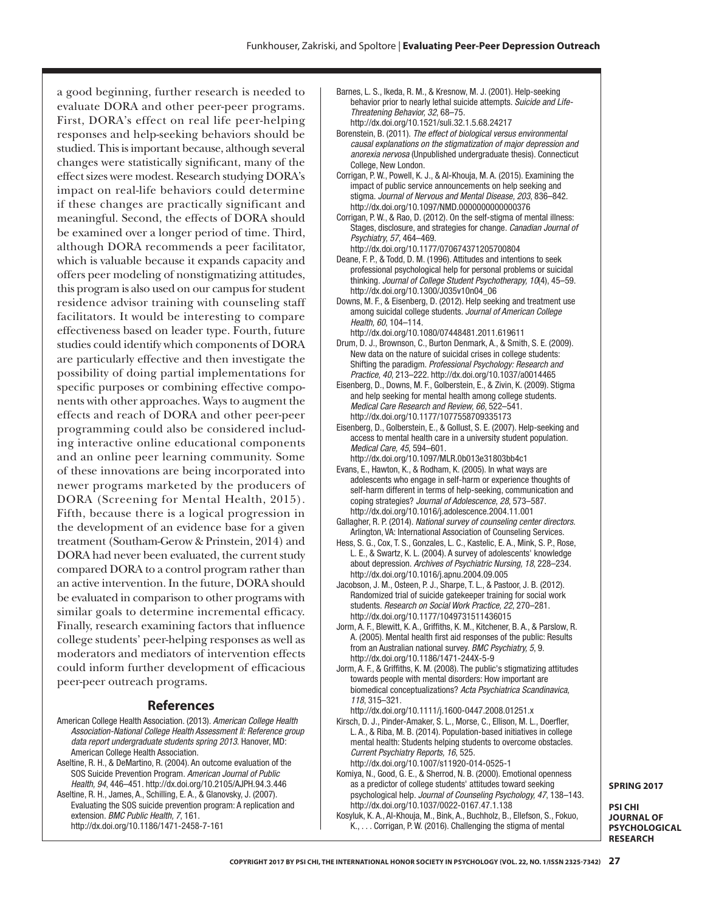a good beginning, further research is needed to evaluate DORA and other peer-peer programs. First, DORA's effect on real life peer-helping responses and help-seeking behaviors should be studied. This is important because, although several changes were statistically significant, many of the effect sizes were modest. Research studying DORA's impact on real-life behaviors could determine if these changes are practically significant and meaningful. Second, the effects of DORA should be examined over a longer period of time. Third, although DORA recommends a peer facilitator, which is valuable because it expands capacity and offers peer modeling of nonstigmatizing attitudes, this program is also used on our campus for student residence advisor training with counseling staff facilitators. It would be interesting to compare effectiveness based on leader type. Fourth, future studies could identify which components of DORA are particularly effective and then investigate the possibility of doing partial implementations for specific purposes or combining effective components with other approaches. Ways to augment the effects and reach of DORA and other peer-peer programming could also be considered including interactive online educational components and an online peer learning community. Some of these innovations are being incorporated into newer programs marketed by the producers of DORA (Screening for Mental Health, 2015). Fifth, because there is a logical progression in the development of an evidence base for a given treatment (Southam-Gerow & Prinstein, 2014) and DORA had never been evaluated, the current study compared DORA to a control program rather than an active intervention. In the future, DORA should be evaluated in comparison to other programs with similar goals to determine incremental efficacy. Finally, research examining factors that influence college students' peer-helping responses as well as moderators and mediators of intervention effects could inform further development of efficacious peer-peer outreach programs.

## References

American College Health Association. (2013). *American College Health Association-National College Health Assessment II: Reference group data report undergraduate students spring 2013*. Hanover, MD: American College Health Association.

Aseltine, R. H., & DeMartino, R. (2004). An outcome evaluation of the SOS Suicide Prevention Program. *American Journal of Public Health, 94*, 446–451. http://dx.doi.org/10.2105/AJPH.94.3.446

Aseltine, R. H., James, A., Schilling, E. A., & Glanovsky, J. (2007). Evaluating the SOS suicide prevention program: A replication and extension. *BMC Public Health, 7*, 161. http://dx.doi.org/10.1186/1471-2458-7-161

Barnes, L. S., Ikeda, R. M., & Kresnow, M. J. (2001). Help-seeking behavior prior to nearly lethal suicide attempts. *Suicide and Life-Threatening Behavior, 32*, 68–75. http://dx.doi.org/10.1521/suli.32.1.5.68.24217

Borenstein, B. (2011). *The effect of biological versus environmental causal explanations on the stigmatization of major depression and anorexia nervosa* (Unpublished undergraduate thesis). Connecticut College, New London.

Corrigan, P. W., Powell, K. J., & Al-Khouja, M. A. (2015). Examining the impact of public service announcements on help seeking and stigma. *Journal of Nervous and Mental Disease, 203*, 836–842. http://dx.doi.org/10.1097/NMD.0000000000000376

Corrigan, P. W., & Rao, D. (2012). On the self-stigma of mental illness: Stages, disclosure, and strategies for change. *Canadian Journal of Psychiatry, 57*, 464–469. http://dx.doi.org/10.1177/070674371205700804

Deane, F. P., & Todd, D. M. (1996). Attitudes and intentions to seek professional psychological help for personal problems or suicidal thinking. *Journal of College Student Psychotherapy, 10*(4), 45–59. http://dx.doi.org/10.1300/J035v10n04_06

Downs, M. F., & Eisenberg, D. (2012). Help seeking and treatment use among suicidal college students. *Journal of American College Health, 60*, 104–114. http://dx.doi.org/10.1080/07448481.2011.619611

Drum, D. J., Brownson, C., Burton Denmark, A., & Smith, S. E. (2009). New data on the nature of suicidal crises in college students: Shifting the paradigm. *Professional Psychology: Research and Practice, 40*, 213–222. http://dx.doi.org/10.1037/a0014465

Eisenberg, D., Downs, M. F., Golberstein, E., & Zivin, K. (2009). Stigma and help seeking for mental health among college students. *Medical Care Research and Review, 66*, 522–541. http://dx.doi.org/10.1177/1077558709335173

Eisenberg, D., Golberstein, E., & Gollust, S. E. (2007). Help-seeking and access to mental health care in a university student population. *Medical Care, 45*, 594–601. http://dx.doi.org/10.1097/MLR.0b013e31803bb4c1

Evans, E., Hawton, K., & Rodham, K. (2005). In what ways are adolescents who engage in self-harm or experience thoughts of self-harm different in terms of help-seeking, communication and coping strategies? *Journal of Adolescence, 28*, 573–587. http://dx.doi.org/10.1016/j.adolescence.2004.11.001

Gallagher, R. P. (2014). *National survey of counseling center directors.* Arlington, VA: International Association of Counseling Services.

Hess, S. G., Cox, T. S., Gonzales, L. C., Kastelic, E. A., Mink, S. P., Rose, L. E., & Swartz, K. L. (2004). A survey of adolescents' knowledge about depression. *Archives of Psychiatric Nursing, 18*, 228–234. http://dx.doi.org/10.1016/j.apnu.2004.09.005

Jacobson, J. M., Osteen, P. J., Sharpe, T. L., & Pastoor, J. B. (2012). Randomized trial of suicide gatekeeper training for social work students. *Research on Social Work Practice, 22*, 270–281. http://dx.doi.org/10.1177/1049731511436015

Jorm, A. F., Blewitt, K. A., Griffiths, K. M., Kitchener, B. A., & Parslow, R. A. (2005). Mental health first aid responses of the public: Results from an Australian national survey. *BMC Psychiatry, 5*, 9. http://dx.doi.org/10.1186/1471-244X-5-9

Jorm, A. F., & Griffiths, K. M. (2008). The public's stigmatizing attitudes towards people with mental disorders: How important are biomedical conceptualizations? *Acta Psychiatrica Scandinavica, 118*, 315–321. http://dx.doi.org/10.1111/j.1600-0447.2008.01251.x

Kirsch, D. J., Pinder-Amaker, S. L., Morse, C., Ellison, M. L., Doerfler, L. A., & Riba, M. B. (2014). Population-based initiatives in college mental health: Students helping students to overcome obstacles. *Current Psychiatry Reports, 16*, 525. http://dx.doi.org/10.1007/s11920-014-0525-1

Komiya, N., Good, G. E., & Sherrod, N. B. (2000). Emotional openness as a predictor of college students' attitudes toward seeking psychological help. *Journal of Counseling Psychology, 47*, 138–143. http://dx.doi.org/10.1037/0022-0167.47.1.138

Kosyluk, K. A., Al-Khouja, M., Bink, A., Buchholz, B., Ellefson, S., Fokuo, K., . . . Corrigan, P. W. (2016). Challenging the stigma of mental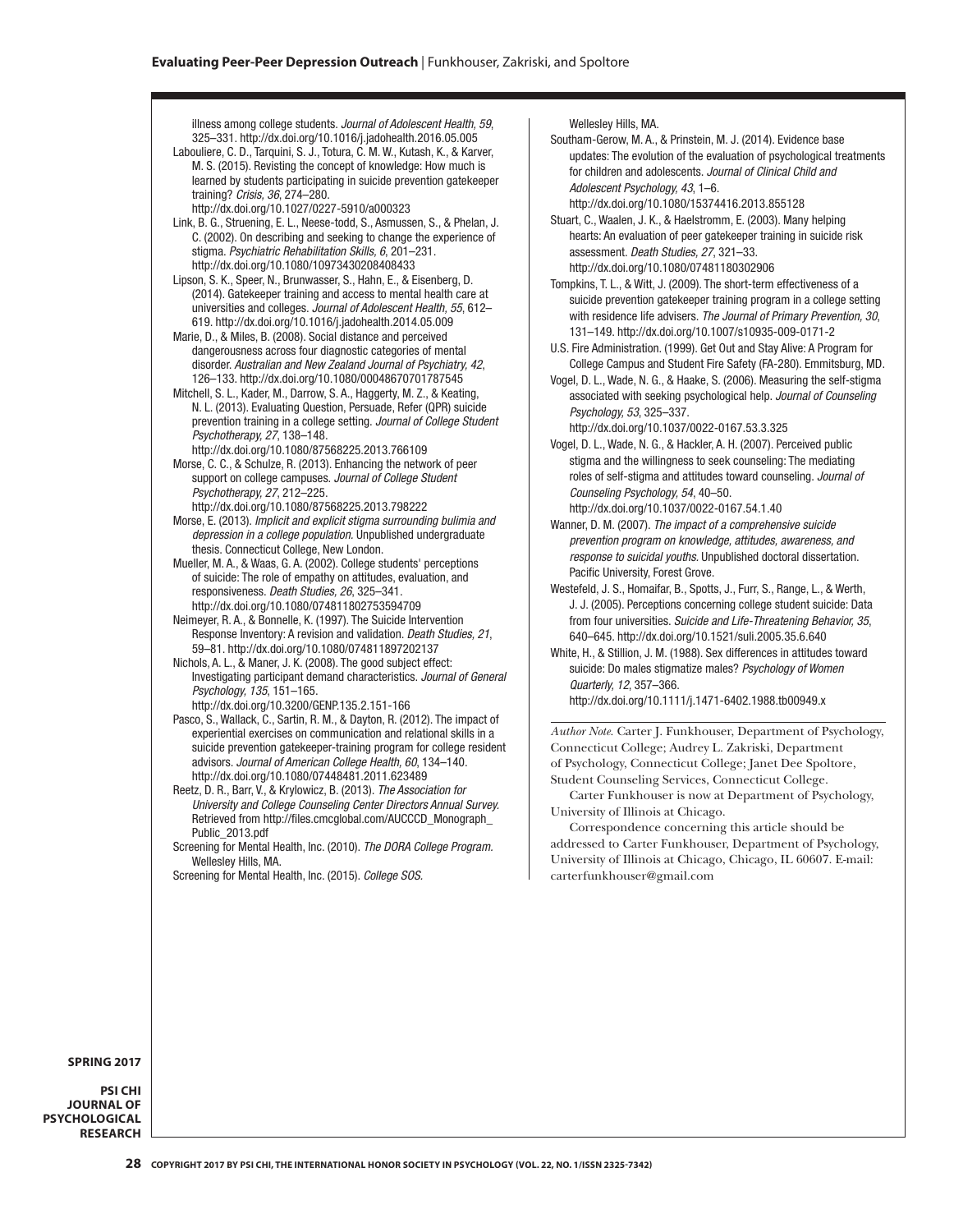illness among college students. *Journal of Adolescent Health, 59*, 325–331. http://dx.doi.org/10.1016/j.jadohealth.2016.05.005

Labouliere, C. D., Tarquini, S. J., Totura, C. M. W., Kutash, K., & Karver, M. S. (2015). Revisting the concept of knowledge: How much is learned by students participating in suicide prevention gatekeeper training? *Crisis, 36*, 274–280. http://dx.doi.org/10.1027/0227-5910/a000323

Link, B. G., Struening, E. L., Neese-todd, S., Asmussen, S., & Phelan, J. C. (2002). On describing and seeking to change the experience of stigma. *Psychiatric Rehabilitation Skills, 6*, 201–231. http://dx.doi.org/10.1080/10973430208408433

Lipson, S. K., Speer, N., Brunwasser, S., Hahn, E., & Eisenberg, D. (2014). Gatekeeper training and access to mental health care at universities and colleges. *Journal of Adolescent Health, 55*, 612–619. http://dx.doi.org/10.1016/j.jadohealth.2014.05.009

Marie, D., & Miles, B. (2008). Social distance and perceived dangerousness across four diagnostic categories of mental disorder. *Australian and New Zealand Journal of Psychiatry, 42*, 126–133. http://dx.doi.org/10.1080/00048670701787545

Mitchell, S. L., Kader, M., Darrow, S. A., Haggerty, M. Z., & Keating, N. L. (2013). Evaluating Question, Persuade, Refer (QPR) suicide prevention training in a college setting. *Journal of College Student Psychotherapy, 27*, 138–148. http://dx.doi.org/10.1080/87568225.2013.766109

Morse, C. C., & Schulze, R. (2013). Enhancing the network of peer support on college campuses. *Journal of College Student Psychotherapy, 27*, 212–225. http://dx.doi.org/10.1080/87568225.2013.798222

Morse, E. (2013). *Implicit and explicit stigma surrounding bulimia and depression in a college population.* Unpublished undergraduate thesis. Connecticut College, New London.

Mueller, M. A., & Waas, G. A. (2002). College students' perceptions of suicide: The role of empathy on attitudes, evaluation, and responsiveness. *Death Studies, 26*, 325–341. http://dx.doi.org/10.1080/074811802753594709

Neimeyer, R. A., & Bonnelle, K. (1997). The Suicide Intervention Response Inventory: A revision and validation. *Death Studies, 21*, 59–81. http://dx.doi.org/10.1080/074811897202137

Nichols, A. L., & Maner, J. K. (2008). The good subject effect: Investigating participant demand characteristics. *Journal of General Psychology, 135*, 151–165. http://dx.doi.org/10.3200/GENP.135.2.151-166

Pasco, S., Wallack, C., Sartin, R. M., & Dayton, R. (2012). The impact of experiential exercises on communication and relational skills in a suicide prevention gatekeeper-training program for college resident advisors. *Journal of American College Health, 60*, 134–140. http://dx.doi.org/10.1080/07448481.2011.623489

Reetz, D. R., Barr, V., & Krylowicz, B. (2013). *The Association for University and College Counseling Center Directors Annual Survey.* Retrieved from http://files.cmcglobal.com/AUCCCD_Monograph_Public_2013.pdf

Screening for Mental Health, Inc. (2010). *The DORA College Program.* Wellesley Hills, MA.

Screening for Mental Health, Inc. (2015). *College SOS.* Wellesley Hills, MA.

Southam-Gerow, M. A., & Prinstein, M. J. (2014). Evidence base updates: The evolution of the evaluation of psychological treatments for children and adolescents. *Journal of Clinical Child and Adolescent Psychology, 43*, 1–6. http://dx.doi.org/10.1080/15374416.2013.855128

Stuart, C., Waalen, J. K., & Haelstromm, E. (2003). Many helping hearts: An evaluation of peer gatekeeper training in suicide risk assessment. *Death Studies, 27*, 321–33. http://dx.doi.org/10.1080/07481180302906

Tompkins, T. L., & Witt, J. (2009). The short-term effectiveness of a suicide prevention gatekeeper training program in a college setting with residence life advisers. *The Journal of Primary Prevention, 30*, 131–149. http://dx.doi.org/10.1007/s10935-009-0171-2

U.S. Fire Administration. (1999). Get Out and Stay Alive: A Program for College Campus and Student Fire Safety (FA-280). Emmitsburg, MD.

Vogel, D. L., Wade, N. G., & Haake, S. (2006). Measuring the self-stigma associated with seeking psychological help. *Journal of Counseling Psychology, 53*, 325–337. http://dx.doi.org/10.1037/0022-0167.53.3.325

Vogel, D. L., Wade, N. G., & Hackler, A. H. (2007). Perceived public stigma and the willingness to seek counseling: The mediating roles of self-stigma and attitudes toward counseling. *Journal of Counseling Psychology, 54*, 40–50. http://dx.doi.org/10.1037/0022-0167.54.1.40

Wanner, D. M. (2007). *The impact of a comprehensive suicide prevention program on knowledge, attitudes, awareness, and response to suicidal youths.* Unpublished doctoral dissertation. Pacific University, Forest Grove.

Westefeld, J. S., Homaifar, B., Spotts, J., Furr, S., Range, L., & Werth, J. J. (2005). Perceptions concerning college student suicide: Data from four universities. *Suicide and Life-Threatening Behavior, 35*, 640–645. http://dx.doi.org/10.1521/suli.2005.35.6.640

White, H., & Stillion, J. M. (1988). Sex differences in attitudes toward suicide: Do males stigmatize males? *Psychology of Women Quarterly, 12*, 357–366. http://dx.doi.org/10.1111/j.1471-6402.1988.tb00949.x

---

*Author Note.* Carter J. Funkhouser, Department of Psychology, Connecticut College; Audrey L. Zakriski, Department of Psychology, Connecticut College; Janet Dee Spoltore, Student Counseling Services, Connecticut College.

Carter Funkhouser is now at Department of Psychology, University of Illinois at Chicago.

Correspondence concerning this article should be addressed to Carter Funkhouser, Department of Psychology, University of Illinois at Chicago, Chicago, IL 60607. E-mail: carterfunkhouser@gmail.com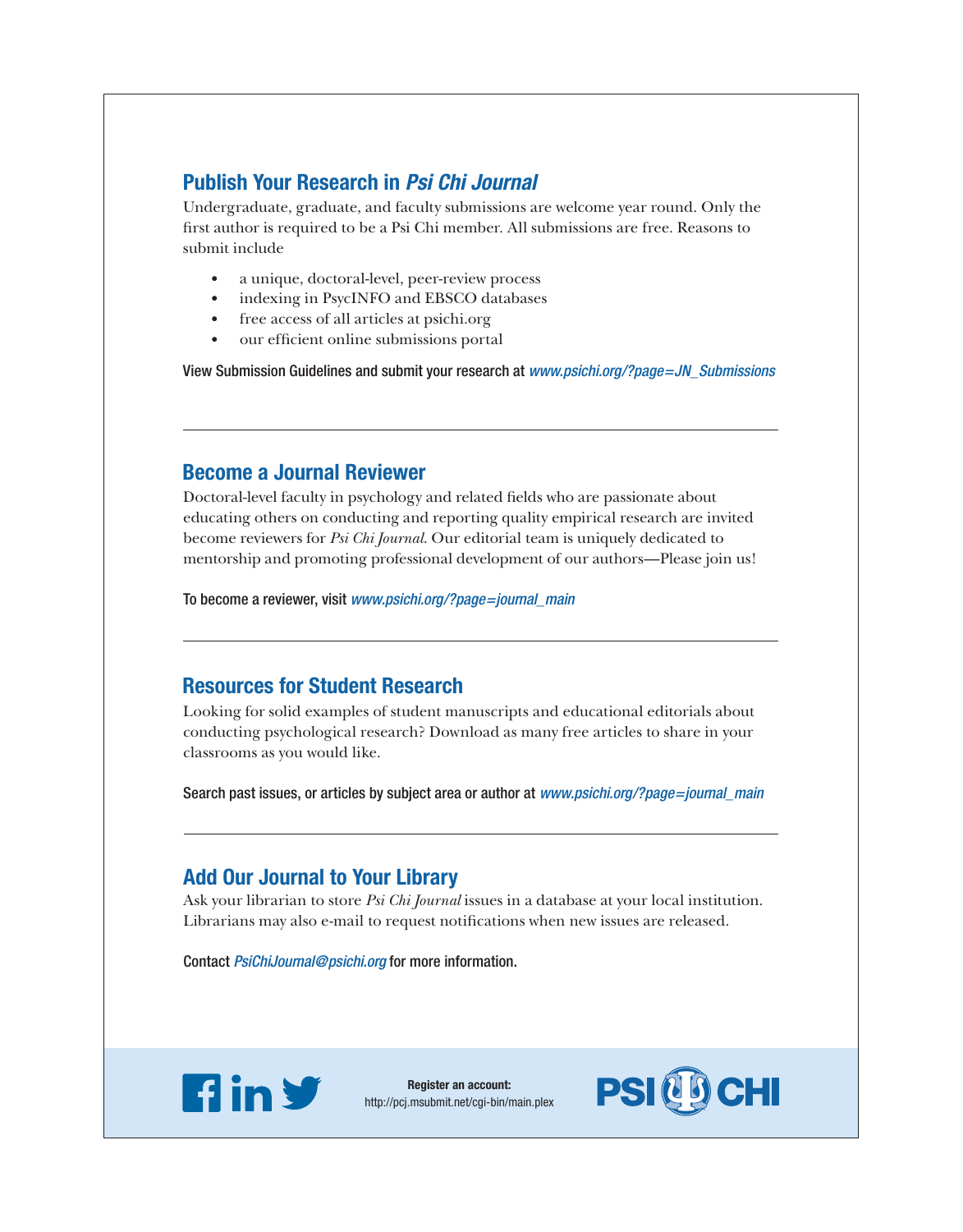## Publish Your Research in *Psi Chi Journal*

Undergraduate, graduate, and faculty submissions are welcome year round. Only the first author is required to be a Psi Chi member. All submissions are free. Reasons to submit include

- a unique, doctoral-level, peer-review process
- indexing in PsycINFO and EBSCO databases
- free access of all articles at psichi.org
- our efficient online submissions portal

View Submission Guidelines and submit your research at *www.psichi.org/?page=JN_Submissions*

---

## Become a Journal Reviewer

Doctoral-level faculty in psychology and related fields who are passionate about educating others on conducting and reporting quality empirical research are invited become reviewers for *Psi Chi Journal*. Our editorial team is uniquely dedicated to mentorship and promoting professional development of our authors—Please join us!

To become a reviewer, visit *www.psichi.org/?page=journal_main*

---

## Resources for Student Research

Looking for solid examples of student manuscripts and educational editorials about conducting psychological research? Download as many free articles to share in your classrooms as you would like.

Search past issues, or articles by subject area or author at *www.psichi.org/?page=journal_main*

---

## Add Our Journal to Your Library

Ask your librarian to store *Psi Chi Journal* issues in a database at your local institution. Librarians may also e-mail to request notifications when new issues are released.

Contact *PsiChiJournal@psichi.org* for more information.

**Register an account:**
http://pcj.msubmit.net/cgi-bin/main.plex

PSI CHI